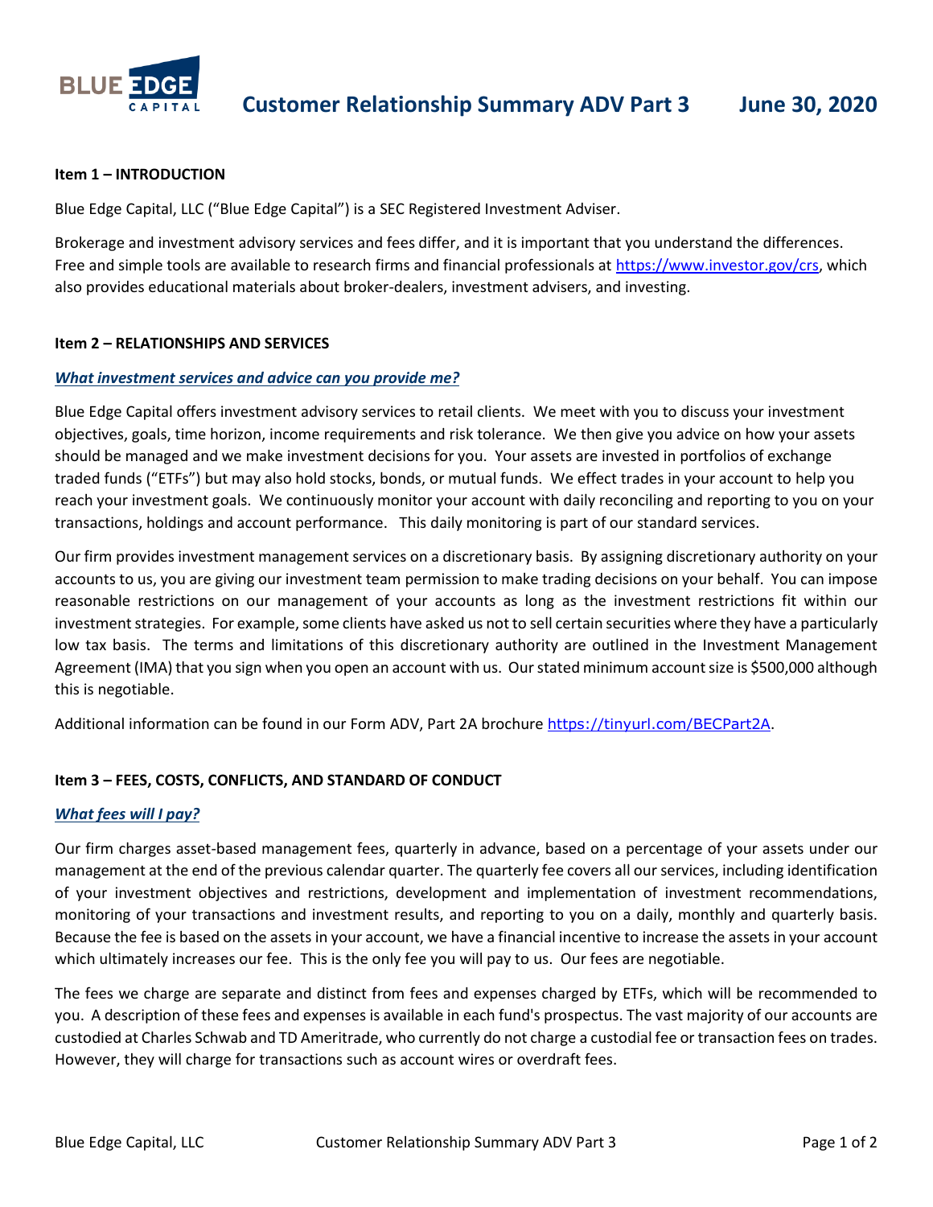# Customer Relationship Summary ADV Part 3 — June 30, 2020

### Item 1 – INTRODUCTION

Blue Edge Capital, LLC ("Blue Edge Capital") is a SEC Registered Investment Adviser.

Brokerage and investment advisory services and fees differ, and it is important that you understand the differences. Free and simple tools are available to research firms and financial professionals at https://www.investor.gov/crs, which also provides educational materials about broker-dealers, investment advisers, and investing.

### Item 2 – RELATIONSHIPS AND SERVICES

***What investment services and advice can you provide me?***

Blue Edge Capital offers investment advisory services to retail clients. We meet with you to discuss your investment objectives, goals, time horizon, income requirements and risk tolerance. We then give you advice on how your assets should be managed and we make investment decisions for you. Your assets are invested in portfolios of exchange traded funds ("ETFs") but may also hold stocks, bonds, or mutual funds. We effect trades in your account to help you reach your investment goals. We continuously monitor your account with daily reconciling and reporting to you on your transactions, holdings and account performance. This daily monitoring is part of our standard services.

Our firm provides investment management services on a discretionary basis. By assigning discretionary authority on your accounts to us, you are giving our investment team permission to make trading decisions on your behalf. You can impose reasonable restrictions on our management of your accounts as long as the investment restrictions fit within our investment strategies. For example, some clients have asked us not to sell certain securities where they have a particularly low tax basis. The terms and limitations of this discretionary authority are outlined in the Investment Management Agreement (IMA) that you sign when you open an account with us. Our stated minimum account size is $500,000 although this is negotiable.

Additional information can be found in our Form ADV, Part 2A brochure https://tinyurl.com/BECPart2A.

### Item 3 – FEES, COSTS, CONFLICTS, AND STANDARD OF CONDUCT

***What fees will I pay?***

Our firm charges asset-based management fees, quarterly in advance, based on a percentage of your assets under our management at the end of the previous calendar quarter. The quarterly fee covers all our services, including identification of your investment objectives and restrictions, development and implementation of investment recommendations, monitoring of your transactions and investment results, and reporting to you on a daily, monthly and quarterly basis. Because the fee is based on the assets in your account, we have a financial incentive to increase the assets in your account which ultimately increases our fee. This is the only fee you will pay to us. Our fees are negotiable.

The fees we charge are separate and distinct from fees and expenses charged by ETFs, which will be recommended to you. A description of these fees and expenses is available in each fund's prospectus. The vast majority of our accounts are custodied at Charles Schwab and TD Ameritrade, who currently do not charge a custodial fee or transaction fees on trades. However, they will charge for transactions such as account wires or overdraft fees.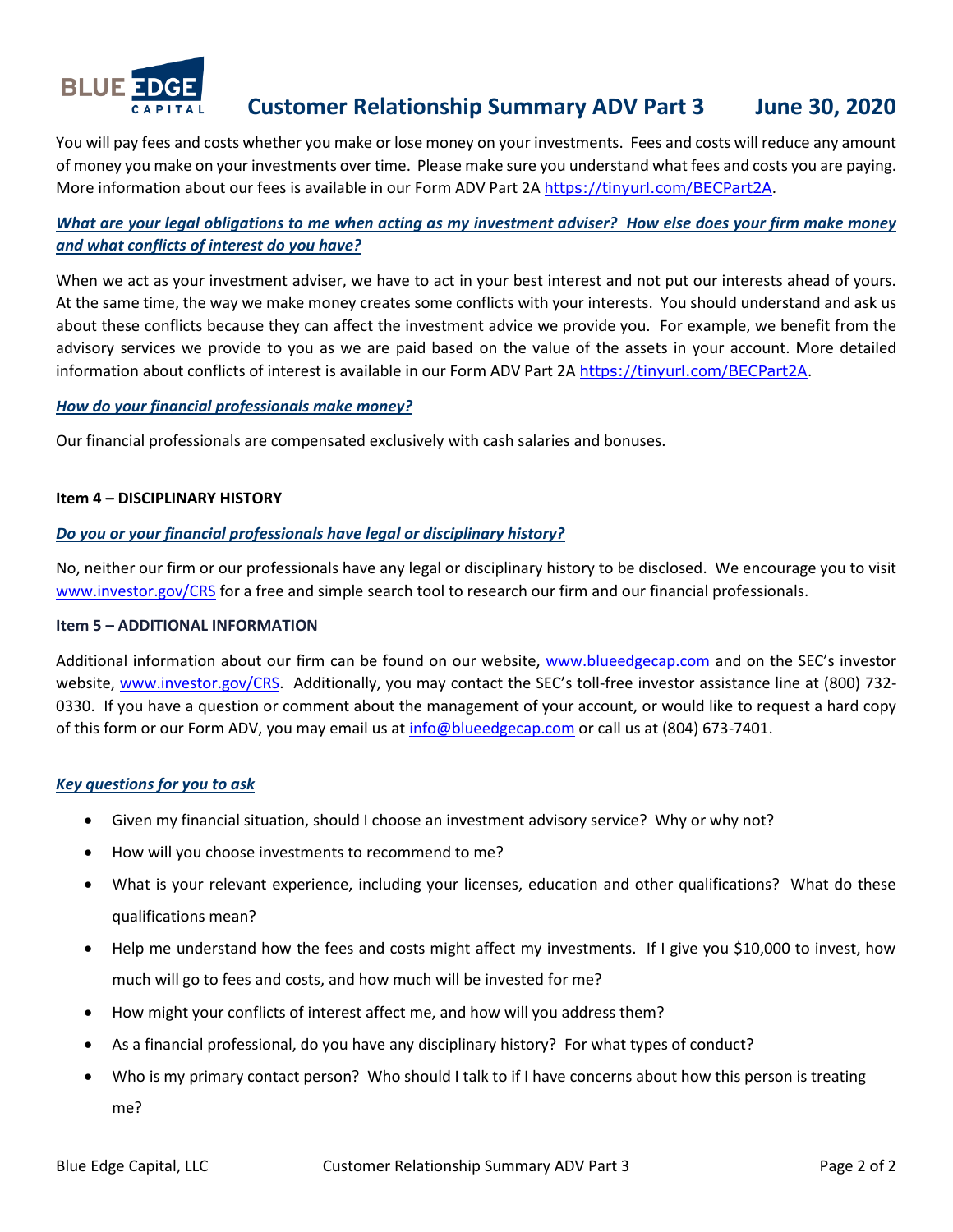You will pay fees and costs whether you make or lose money on your investments. Fees and costs will reduce any amount of money you make on your investments over time. Please make sure you understand what fees and costs you are paying. More information about our fees is available in our Form ADV Part 2A https://tinyurl.com/BECPart2A.

***What are your legal obligations to me when acting as my investment adviser? How else does your firm make money and what conflicts of interest do you have?***

When we act as your investment adviser, we have to act in your best interest and not put our interests ahead of yours. At the same time, the way we make money creates some conflicts with your interests. You should understand and ask us about these conflicts because they can affect the investment advice we provide you. For example, we benefit from the advisory services we provide to you as we are paid based on the value of the assets in your account. More detailed information about conflicts of interest is available in our Form ADV Part 2A https://tinyurl.com/BECPart2A.

***How do your financial professionals make money?***

Our financial professionals are compensated exclusively with cash salaries and bonuses.

**Item 4 – DISCIPLINARY HISTORY**

***Do you or your financial professionals have legal or disciplinary history?***

No, neither our firm or our professionals have any legal or disciplinary history to be disclosed. We encourage you to visit www.investor.gov/CRS for a free and simple search tool to research our firm and our financial professionals.

**Item 5 – ADDITIONAL INFORMATION**

Additional information about our firm can be found on our website, www.blueedgecap.com and on the SEC's investor website, www.investor.gov/CRS. Additionally, you may contact the SEC's toll-free investor assistance line at (800) 732-0330. If you have a question or comment about the management of your account, or would like to request a hard copy of this form or our Form ADV, you may email us at info@blueedgecap.com or call us at (804) 673-7401.

***Key questions for you to ask***

- Given my financial situation, should I choose an investment advisory service? Why or why not?
- How will you choose investments to recommend to me?
- What is your relevant experience, including your licenses, education and other qualifications? What do these qualifications mean?
- Help me understand how the fees and costs might affect my investments. If I give you $10,000 to invest, how much will go to fees and costs, and how much will be invested for me?
- How might your conflicts of interest affect me, and how will you address them?
- As a financial professional, do you have any disciplinary history? For what types of conduct?
- Who is my primary contact person? Who should I talk to if I have concerns about how this person is treating me?